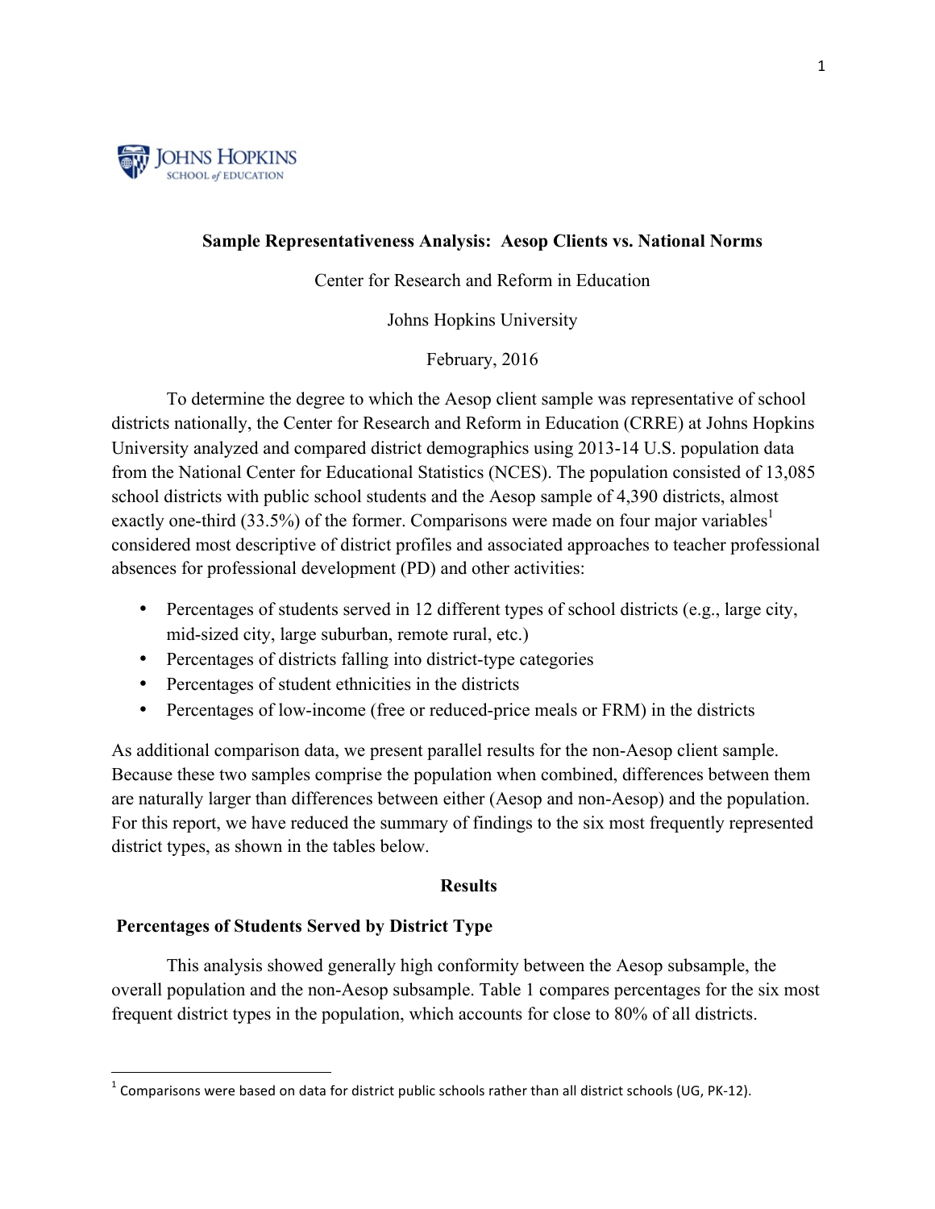# Sample Representativeness Analysis: Aesop Clients vs. National Norms

Center for Research and Reform in Education

Johns Hopkins University

February, 2016

To determine the degree to which the Aesop client sample was representative of school districts nationally, the Center for Research and Reform in Education (CRRE) at Johns Hopkins University analyzed and compared district demographics using 2013-14 U.S. population data from the National Center for Educational Statistics (NCES). The population consisted of 13,085 school districts with public school students and the Aesop sample of 4,390 districts, almost exactly one-third (33.5%) of the former. Comparisons were made on four major variables[1] considered most descriptive of district profiles and associated approaches to teacher professional absences for professional development (PD) and other activities:

- Percentages of students served in 12 different types of school districts (e.g., large city, mid-sized city, large suburban, remote rural, etc.)
- Percentages of districts falling into district-type categories
- Percentages of student ethnicities in the districts
- Percentages of low-income (free or reduced-price meals or FRM) in the districts

As additional comparison data, we present parallel results for the non-Aesop client sample. Because these two samples comprise the population when combined, differences between them are naturally larger than differences between either (Aesop and non-Aesop) and the population. For this report, we have reduced the summary of findings to the six most frequently represented district types, as shown in the tables below.

## Results

### Percentages of Students Served by District Type

This analysis showed generally high conformity between the Aesop subsample, the overall population and the non-Aesop subsample. Table 1 compares percentages for the six most frequent district types in the population, which accounts for close to 80% of all districts.

[1] Comparisons were based on data for district public schools rather than all district schools (UG, PK-12).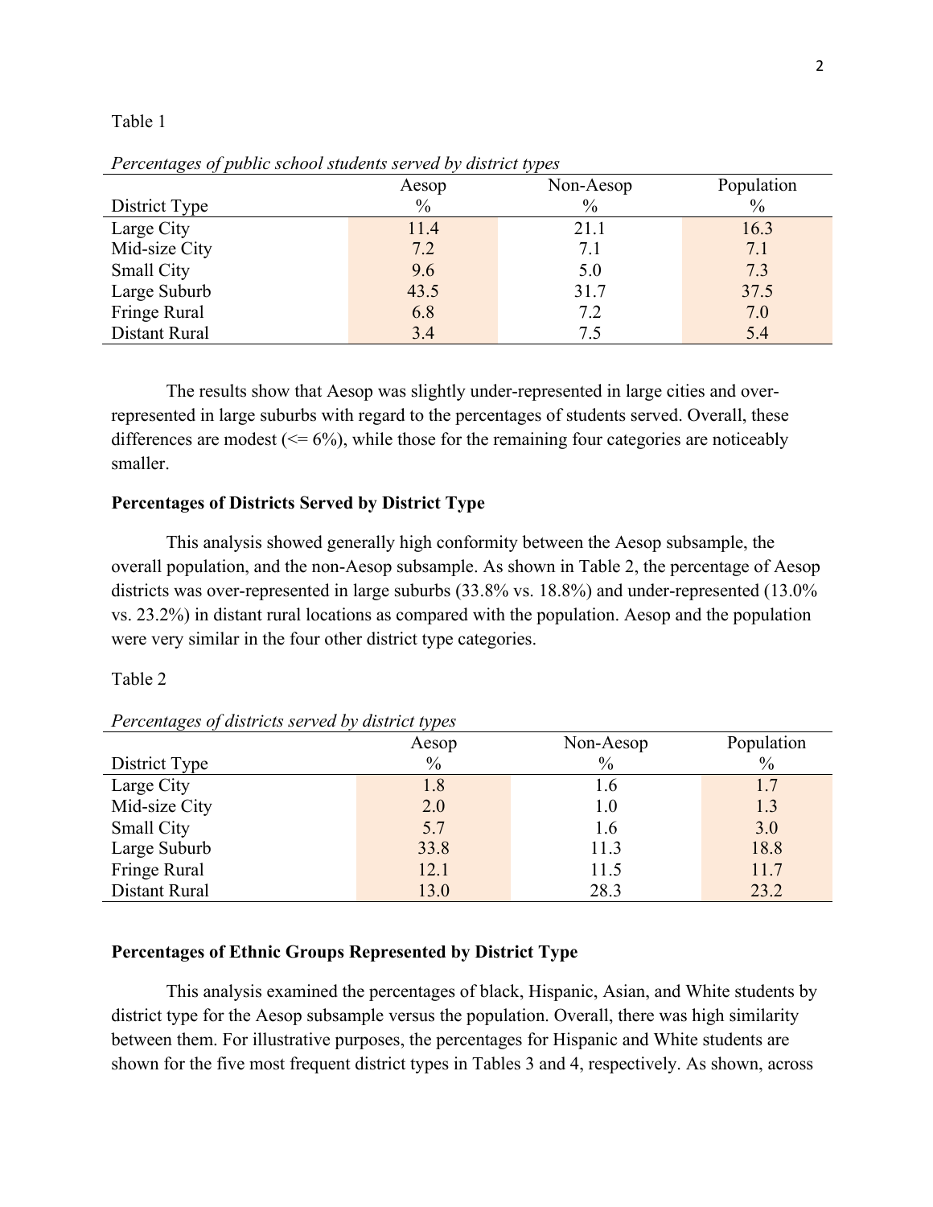Table 1

*Percentages of public school students served by district types*

| District Type | Aesop % | Non-Aesop % | Population % |
|---|---|---|---|
| Large City | 11.4 | 21.1 | 16.3 |
| Mid-size City | 7.2 | 7.1 | 7.1 |
| Small City | 9.6 | 5.0 | 7.3 |
| Large Suburb | 43.5 | 31.7 | 37.5 |
| Fringe Rural | 6.8 | 7.2 | 7.0 |
| Distant Rural | 3.4 | 7.5 | 5.4 |

The results show that Aesop was slightly under-represented in large cities and over-represented in large suburbs with regard to the percentages of students served. Overall, these differences are modest (<= 6%), while those for the remaining four categories are noticeably smaller.

**Percentages of Districts Served by District Type**

This analysis showed generally high conformity between the Aesop subsample, the overall population, and the non-Aesop subsample. As shown in Table 2, the percentage of Aesop districts was over-represented in large suburbs (33.8% vs. 18.8%) and under-represented (13.0% vs. 23.2%) in distant rural locations as compared with the population. Aesop and the population were very similar in the four other district type categories.

Table 2

*Percentages of districts served by district types*

| District Type | Aesop % | Non-Aesop % | Population % |
|---|---|---|---|
| Large City | 1.8 | 1.6 | 1.7 |
| Mid-size City | 2.0 | 1.0 | 1.3 |
| Small City | 5.7 | 1.6 | 3.0 |
| Large Suburb | 33.8 | 11.3 | 18.8 |
| Fringe Rural | 12.1 | 11.5 | 11.7 |
| Distant Rural | 13.0 | 28.3 | 23.2 |

**Percentages of Ethnic Groups Represented by District Type**

This analysis examined the percentages of black, Hispanic, Asian, and White students by district type for the Aesop subsample versus the population. Overall, there was high similarity between them. For illustrative purposes, the percentages for Hispanic and White students are shown for the five most frequent district types in Tables 3 and 4, respectively. As shown, across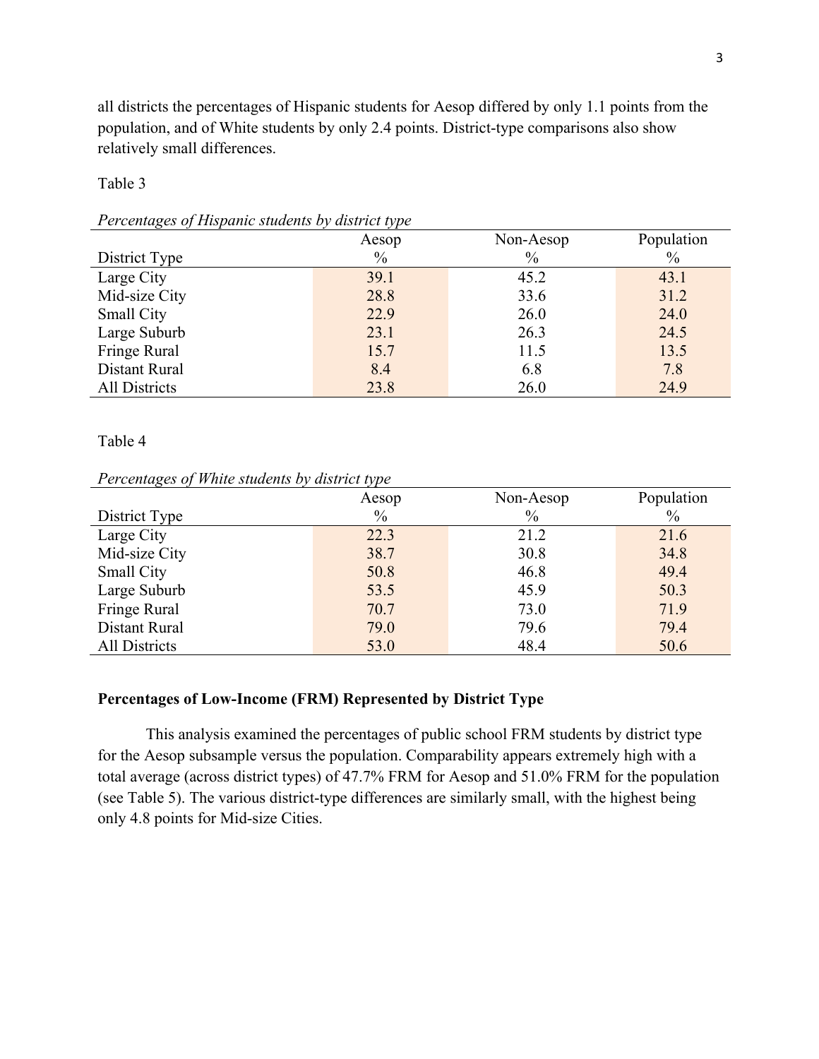all districts the percentages of Hispanic students for Aesop differed by only 1.1 points from the population, and of White students by only 2.4 points. District-type comparisons also show relatively small differences.

Table 3

*Percentages of Hispanic students by district type*

| District Type | Aesop % | Non-Aesop % | Population % |
|---|---|---|---|
| Large City | 39.1 | 45.2 | 43.1 |
| Mid-size City | 28.8 | 33.6 | 31.2 |
| Small City | 22.9 | 26.0 | 24.0 |
| Large Suburb | 23.1 | 26.3 | 24.5 |
| Fringe Rural | 15.7 | 11.5 | 13.5 |
| Distant Rural | 8.4 | 6.8 | 7.8 |
| All Districts | 23.8 | 26.0 | 24.9 |

Table 4

*Percentages of White students by district type*

| District Type | Aesop % | Non-Aesop % | Population % |
|---|---|---|---|
| Large City | 22.3 | 21.2 | 21.6 |
| Mid-size City | 38.7 | 30.8 | 34.8 |
| Small City | 50.8 | 46.8 | 49.4 |
| Large Suburb | 53.5 | 45.9 | 50.3 |
| Fringe Rural | 70.7 | 73.0 | 71.9 |
| Distant Rural | 79.0 | 79.6 | 79.4 |
| All Districts | 53.0 | 48.4 | 50.6 |

**Percentages of Low-Income (FRM) Represented by District Type**

This analysis examined the percentages of public school FRM students by district type for the Aesop subsample versus the population. Comparability appears extremely high with a total average (across district types) of 47.7% FRM for Aesop and 51.0% FRM for the population (see Table 5). The various district-type differences are similarly small, with the highest being only 4.8 points for Mid-size Cities.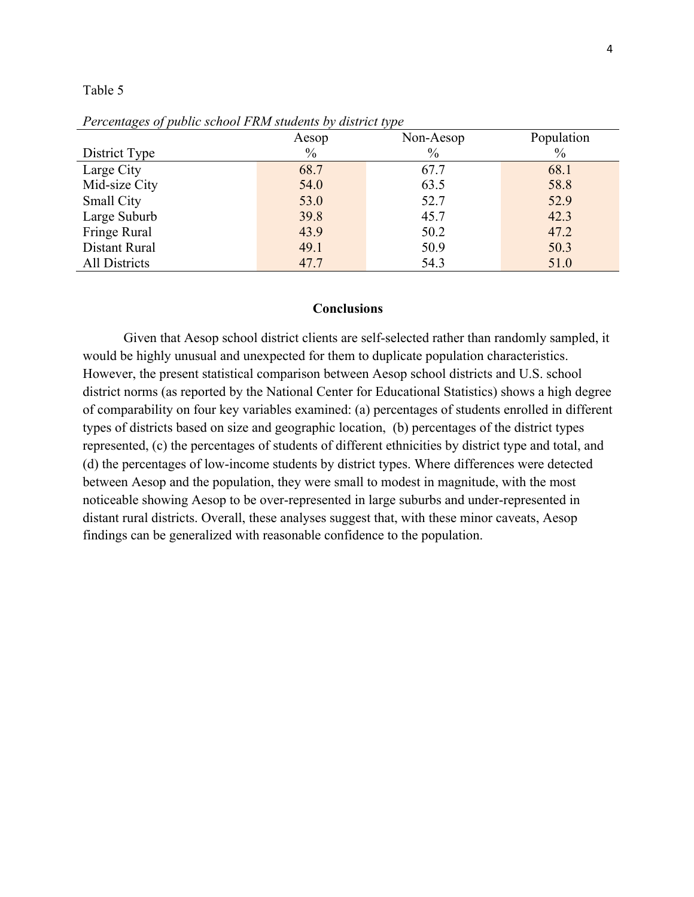Table 5

*Percentages of public school FRM students by district type*

| District Type | Aesop<br>% | Non-Aesop<br>% | Population<br>% |
|---|---|---|---|
| Large City | 68.7 | 67.7 | 68.1 |
| Mid-size City | 54.0 | 63.5 | 58.8 |
| Small City | 53.0 | 52.7 | 52.9 |
| Large Suburb | 39.8 | 45.7 | 42.3 |
| Fringe Rural | 43.9 | 50.2 | 47.2 |
| Distant Rural | 49.1 | 50.9 | 50.3 |
| All Districts | 47.7 | 54.3 | 51.0 |

## Conclusions

Given that Aesop school district clients are self-selected rather than randomly sampled, it would be highly unusual and unexpected for them to duplicate population characteristics. However, the present statistical comparison between Aesop school districts and U.S. school district norms (as reported by the National Center for Educational Statistics) shows a high degree of comparability on four key variables examined: (a) percentages of students enrolled in different types of districts based on size and geographic location, (b) percentages of the district types represented, (c) the percentages of students of different ethnicities by district type and total, and (d) the percentages of low-income students by district types. Where differences were detected between Aesop and the population, they were small to modest in magnitude, with the most noticeable showing Aesop to be over-represented in large suburbs and under-represented in distant rural districts. Overall, these analyses suggest that, with these minor caveats, Aesop findings can be generalized with reasonable confidence to the population.